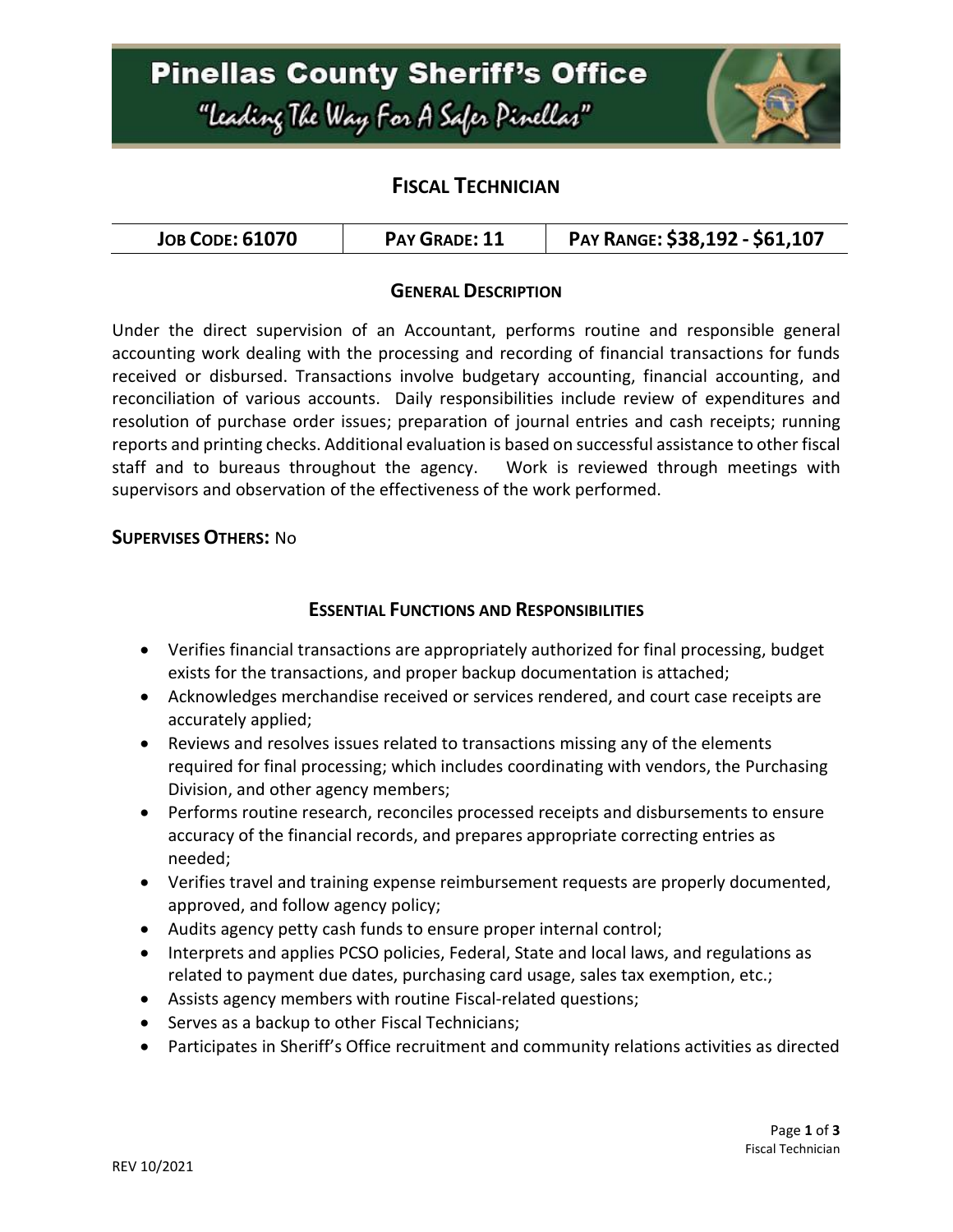# Pinellas County Sheriff's Office

*"Leading The Way For A Safer Pinellas"*

## FISCAL TECHNICIAN

| JOB CODE: 61070 | PAY GRADE: 11 | PAY RANGE: $38,192 - $61,107 |
|---|---|---|

### GENERAL DESCRIPTION

Under the direct supervision of an Accountant, performs routine and responsible general accounting work dealing with the processing and recording of financial transactions for funds received or disbursed. Transactions involve budgetary accounting, financial accounting, and reconciliation of various accounts. Daily responsibilities include review of expenditures and resolution of purchase order issues; preparation of journal entries and cash receipts; running reports and printing checks. Additional evaluation is based on successful assistance to other fiscal staff and to bureaus throughout the agency. Work is reviewed through meetings with supervisors and observation of the effectiveness of the work performed.

**SUPERVISES OTHERS:** No

### ESSENTIAL FUNCTIONS AND RESPONSIBILITIES

- Verifies financial transactions are appropriately authorized for final processing, budget exists for the transactions, and proper backup documentation is attached;
- Acknowledges merchandise received or services rendered, and court case receipts are accurately applied;
- Reviews and resolves issues related to transactions missing any of the elements required for final processing; which includes coordinating with vendors, the Purchasing Division, and other agency members;
- Performs routine research, reconciles processed receipts and disbursements to ensure accuracy of the financial records, and prepares appropriate correcting entries as needed;
- Verifies travel and training expense reimbursement requests are properly documented, approved, and follow agency policy;
- Audits agency petty cash funds to ensure proper internal control;
- Interprets and applies PCSO policies, Federal, State and local laws, and regulations as related to payment due dates, purchasing card usage, sales tax exemption, etc.;
- Assists agency members with routine Fiscal-related questions;
- Serves as a backup to other Fiscal Technicians;
- Participates in Sheriff's Office recruitment and community relations activities as directed

REV 10/2021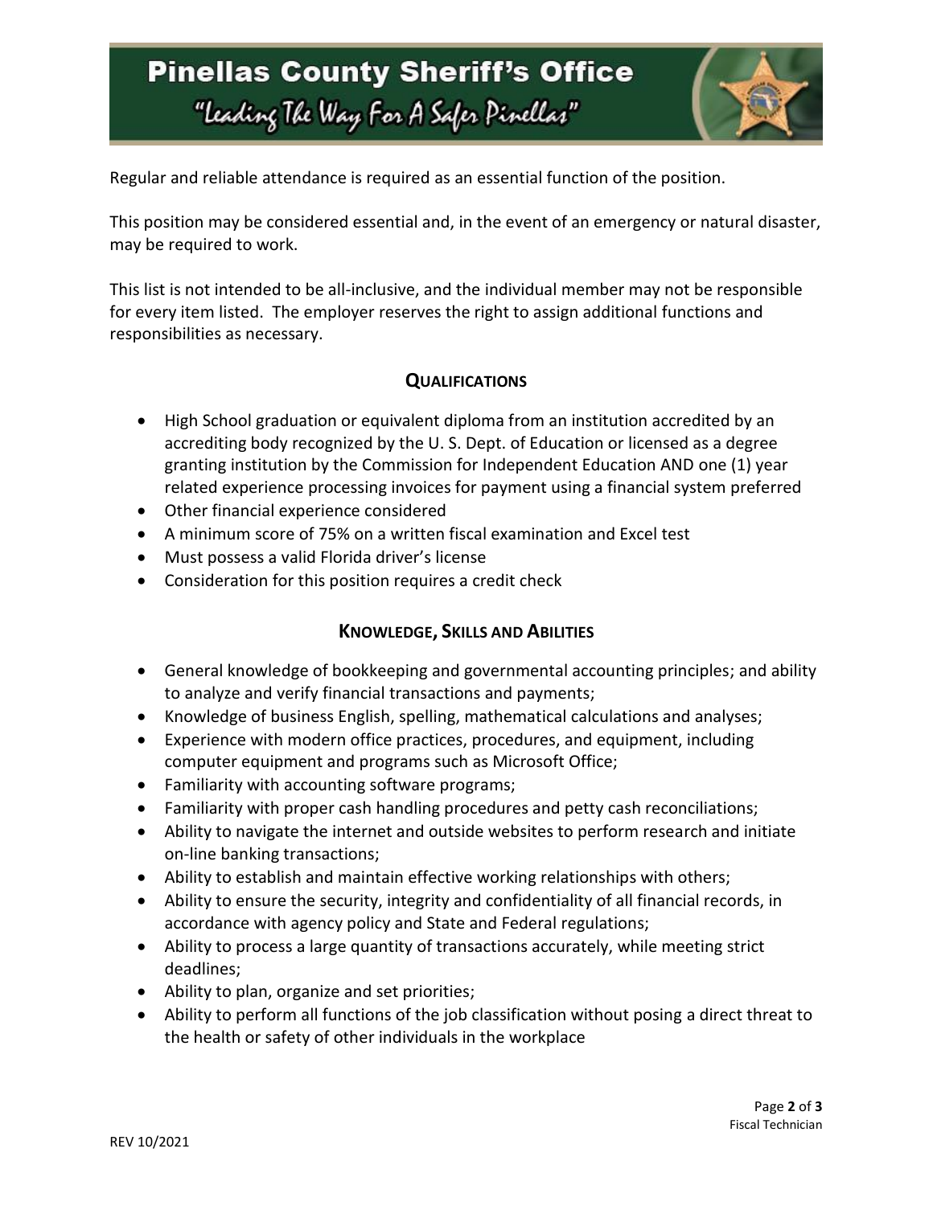Regular and reliable attendance is required as an essential function of the position.

This position may be considered essential and, in the event of an emergency or natural disaster, may be required to work.

This list is not intended to be all-inclusive, and the individual member may not be responsible for every item listed. The employer reserves the right to assign additional functions and responsibilities as necessary.

## Qualifications

- High School graduation or equivalent diploma from an institution accredited by an accrediting body recognized by the U. S. Dept. of Education or licensed as a degree granting institution by the Commission for Independent Education AND one (1) year related experience processing invoices for payment using a financial system preferred
- Other financial experience considered
- A minimum score of 75% on a written fiscal examination and Excel test
- Must possess a valid Florida driver's license
- Consideration for this position requires a credit check

## Knowledge, Skills and Abilities

- General knowledge of bookkeeping and governmental accounting principles; and ability to analyze and verify financial transactions and payments;
- Knowledge of business English, spelling, mathematical calculations and analyses;
- Experience with modern office practices, procedures, and equipment, including computer equipment and programs such as Microsoft Office;
- Familiarity with accounting software programs;
- Familiarity with proper cash handling procedures and petty cash reconciliations;
- Ability to navigate the internet and outside websites to perform research and initiate on-line banking transactions;
- Ability to establish and maintain effective working relationships with others;
- Ability to ensure the security, integrity and confidentiality of all financial records, in accordance with agency policy and State and Federal regulations;
- Ability to process a large quantity of transactions accurately, while meeting strict deadlines;
- Ability to plan, organize and set priorities;
- Ability to perform all functions of the job classification without posing a direct threat to the health or safety of other individuals in the workplace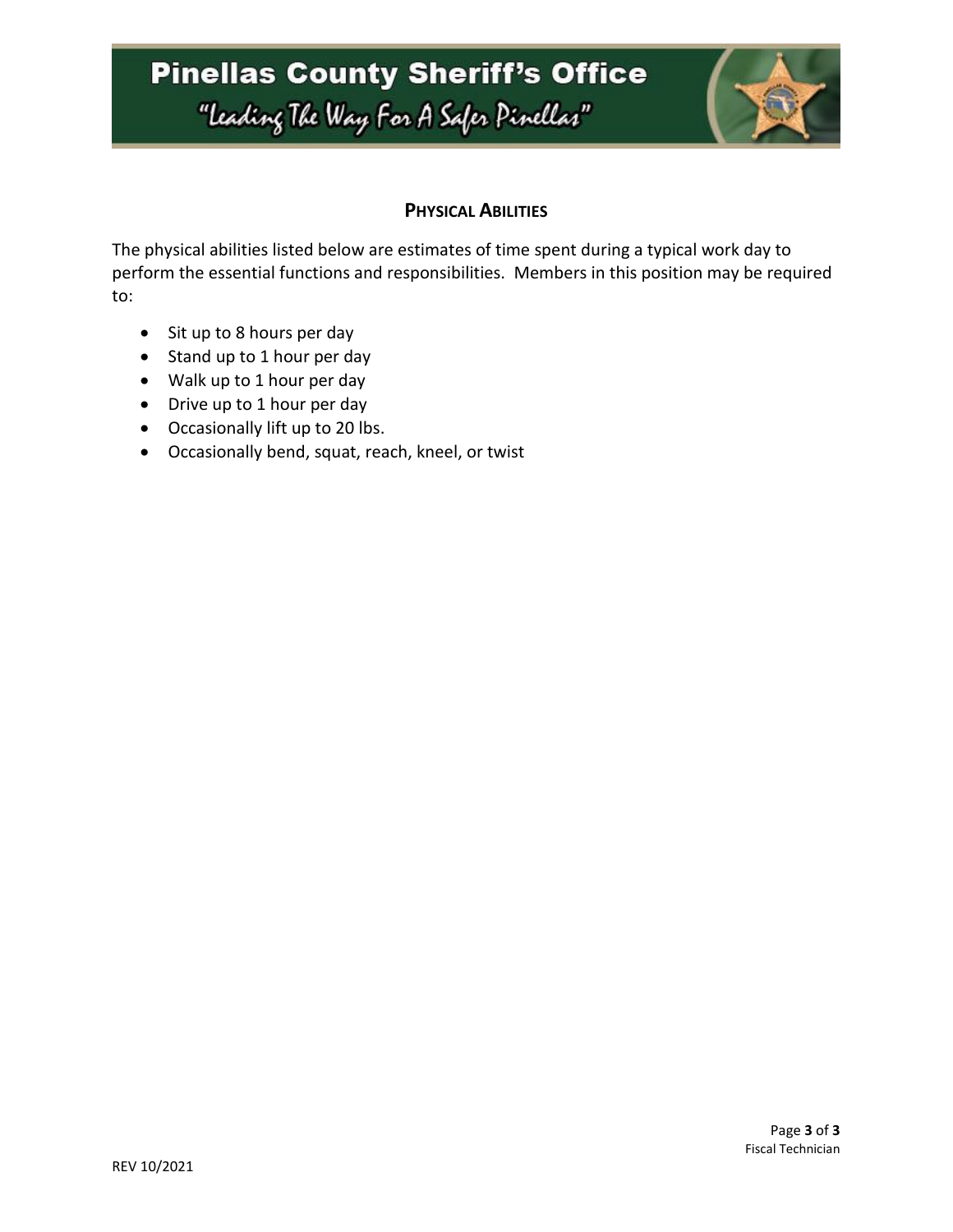## Physical Abilities

The physical abilities listed below are estimates of time spent during a typical work day to perform the essential functions and responsibilities. Members in this position may be required to:

- Sit up to 8 hours per day
- Stand up to 1 hour per day
- Walk up to 1 hour per day
- Drive up to 1 hour per day
- Occasionally lift up to 20 lbs.
- Occasionally bend, squat, reach, kneel, or twist